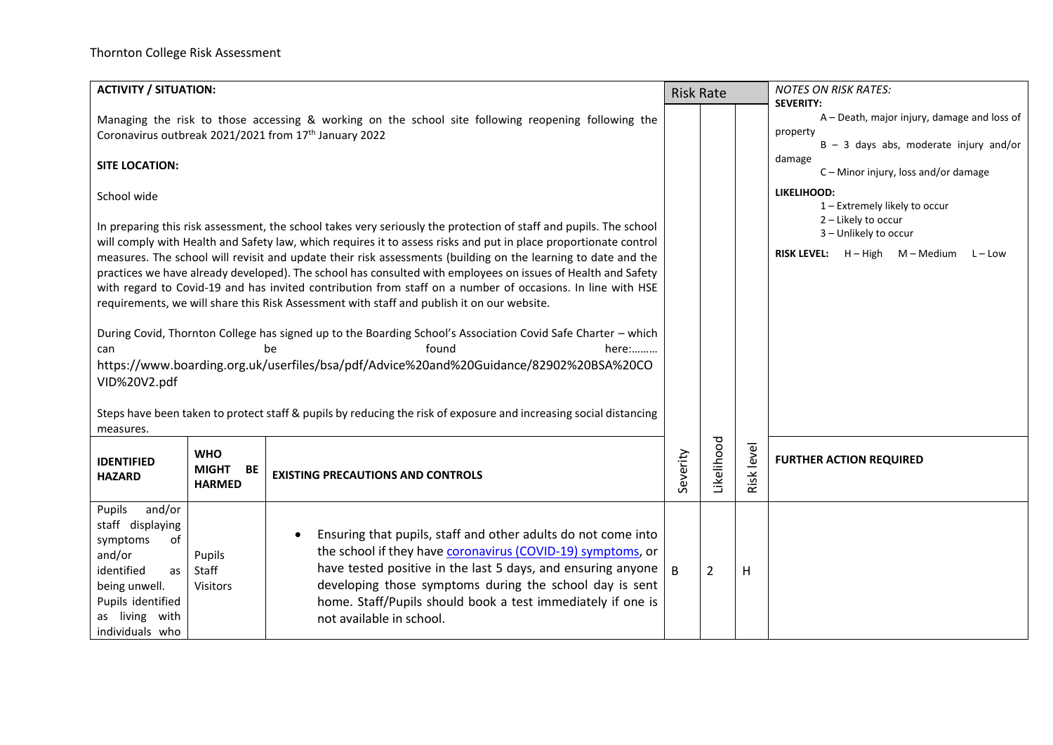Thornton College Risk Assessment

**ACTIVITY / SITUATION:**

Managing the risk to those accessing & working on the school site following reopening following the Coronavirus outbreak 2021/2021 from 17th January 2022

**SITE LOCATION:**

School wide

In preparing this risk assessment, the school takes very seriously the protection of staff and pupils. The school will comply with Health and Safety law, which requires it to assess risks and put in place proportionate control measures. The school will revisit and update their risk assessments (building on the learning to date and the practices we have already developed). The school has consulted with employees on issues of Health and Safety with regard to Covid-19 and has invited contribution from staff on a number of occasions. In line with HSE requirements, we will share this Risk Assessment with staff and publish it on our website.

During Covid, Thornton College has signed up to the Boarding School's Association Covid Safe Charter – which can be found here:……… https://www.boarding.org.uk/userfiles/bsa/pdf/Advice%20and%20Guidance/82902%20BSA%20COVID%20V2.pdf

Steps have been taken to protect staff & pupils by reducing the risk of exposure and increasing social distancing measures.

*NOTES ON RISK RATES:*

**SEVERITY:**

- A – Death, major injury, damage and loss of property
- B – 3 days abs, moderate injury and/or damage
- C – Minor injury, loss and/or damage

**LIKELIHOOD:**

- 1 – Extremely likely to occur
- 2 – Likely to occur
- 3 – Unlikely to occur

**RISK LEVEL:** H – High M – Medium L – Low

| IDENTIFIED HAZARD | WHO MIGHT BE HARMED | EXISTING PRECAUTIONS AND CONTROLS | Severity | Likelihood | Risk level | FURTHER ACTION REQUIRED |
|---|---|---|---|---|---|---|
| Pupils and/or staff displaying symptoms of and/or identified as being unwell. Pupils identified as living with individuals who | Pupils<br>Staff<br>Visitors | • Ensuring that pupils, staff and other adults do not come into the school if they have coronavirus (COVID-19) symptoms, or have tested positive in the last 5 days, and ensuring anyone developing those symptoms during the school day is sent home. Staff/Pupils should book a test immediately if one is not available in school. | B | 2 | H | |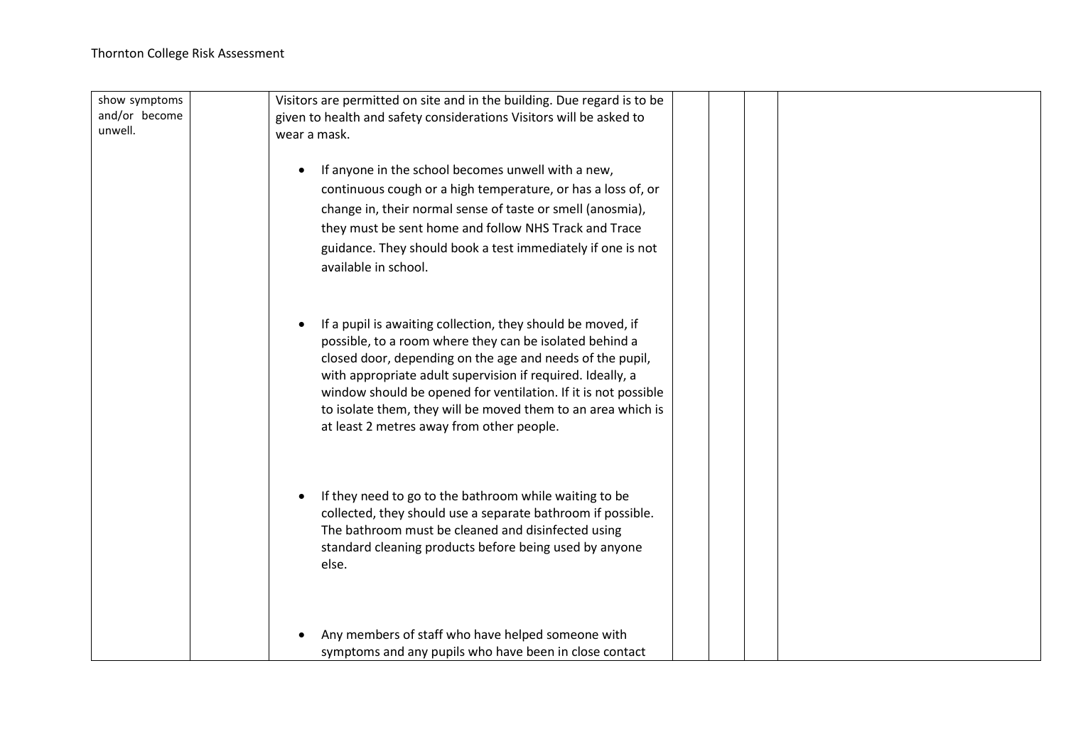| | | | | | | |
|---|---|---|---|---|---|---|
| show symptoms and/or become unwell. | | Visitors are permitted on site and in the building. Due regard is to be given to health and safety considerations Visitors will be asked to wear a mask.<br><br>• If anyone in the school becomes unwell with a new, continuous cough or a high temperature, or has a loss of, or change in, their normal sense of taste or smell (anosmia), they must be sent home and follow NHS Track and Trace guidance. They should book a test immediately if one is not available in school.<br><br>• If a pupil is awaiting collection, they should be moved, if possible, to a room where they can be isolated behind a closed door, depending on the age and needs of the pupil, with appropriate adult supervision if required. Ideally, a window should be opened for ventilation. If it is not possible to isolate them, they will be moved them to an area which is at least 2 metres away from other people.<br><br>• If they need to go to the bathroom while waiting to be collected, they should use a separate bathroom if possible. The bathroom must be cleaned and disinfected using standard cleaning products before being used by anyone else.<br><br>• Any members of staff who have helped someone with symptoms and any pupils who have been in close contact | | | | |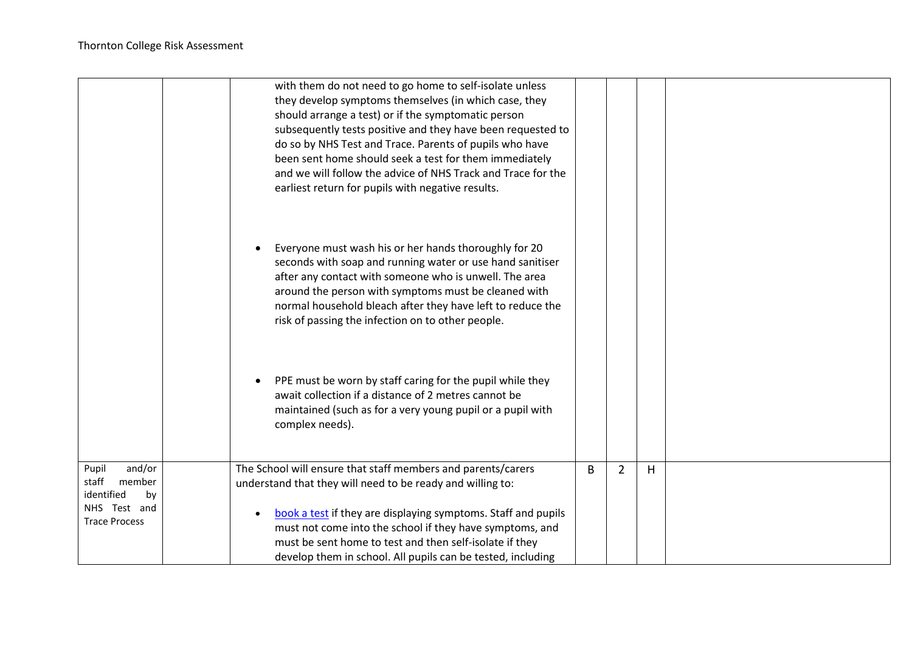| | | | | | | |
|---|---|---|---|---|---|---|
| | | with them do not need to go home to self-isolate unless they develop symptoms themselves (in which case, they should arrange a test) or if the symptomatic person subsequently tests positive and they have been requested to do so by NHS Test and Trace. Parents of pupils who have been sent home should seek a test for them immediately and we will follow the advice of NHS Track and Trace for the earliest return for pupils with negative results.<br><br>• Everyone must wash his or her hands thoroughly for 20 seconds with soap and running water or use hand sanitiser after any contact with someone who is unwell. The area around the person with symptoms must be cleaned with normal household bleach after they have left to reduce the risk of passing the infection on to other people.<br><br>• PPE must be worn by staff caring for the pupil while they await collection if a distance of 2 metres cannot be maintained (such as for a very young pupil or a pupil with complex needs). | | | | |
| Pupil and/or staff member identified by NHS Test and Trace Process | | The School will ensure that staff members and parents/carers understand that they will need to be ready and willing to:<br><br>• [book a test](#) if they are displaying symptoms. Staff and pupils must not come into the school if they have symptoms, and must be sent home to test and then self-isolate if they develop them in school. All pupils can be tested, including | B | 2 | H | |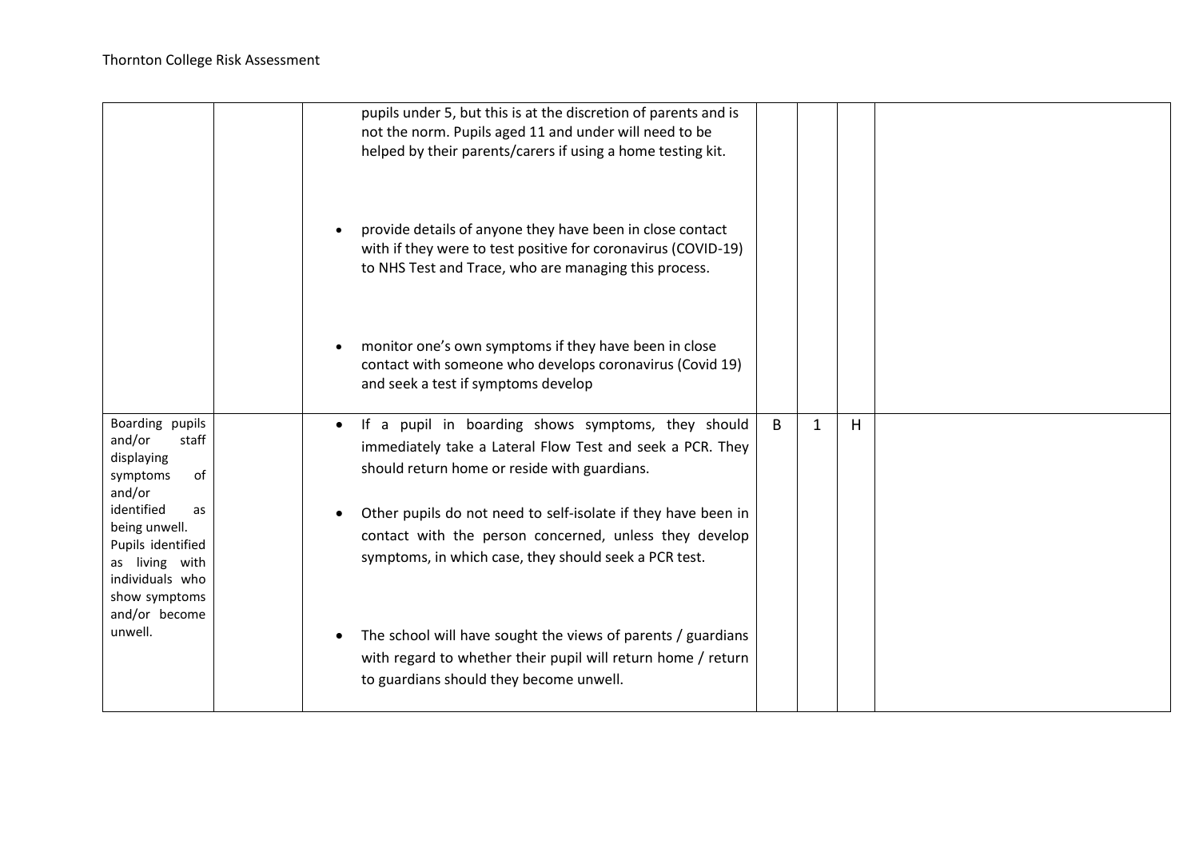| | | | | | | |
|---|---|---|---|---|---|---|
| | | pupils under 5, but this is at the discretion of parents and is not the norm. Pupils aged 11 and under will need to be helped by their parents/carers if using a home testing kit.<br><br>• provide details of anyone they have been in close contact with if they were to test positive for coronavirus (COVID-19) to NHS Test and Trace, who are managing this process.<br><br>• monitor one's own symptoms if they have been in close contact with someone who develops coronavirus (Covid 19) and seek a test if symptoms develop | | | | |
| Boarding pupils and/or staff displaying symptoms of and/or identified as being unwell. Pupils identified as living with individuals who show symptoms and/or become unwell. | | • If a pupil in boarding shows symptoms, they should immediately take a Lateral Flow Test and seek a PCR. They should return home or reside with guardians.<br><br>• Other pupils do not need to self-isolate if they have been in contact with the person concerned, unless they develop symptoms, in which case, they should seek a PCR test.<br><br>• The school will have sought the views of parents / guardians with regard to whether their pupil will return home / return to guardians should they become unwell. | B | 1 | H | |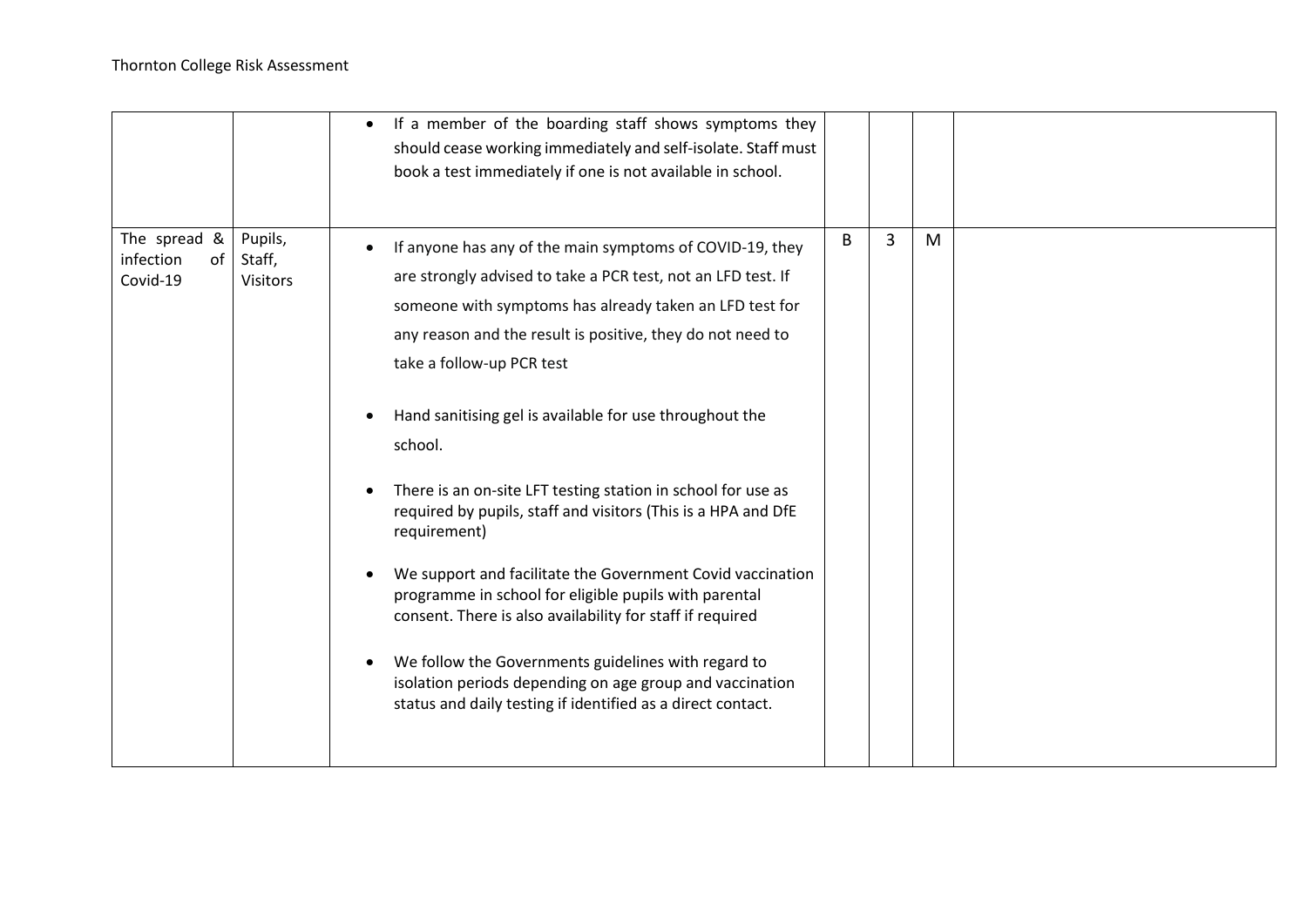| | | | | | | |
|---|---|---|---|---|---|---|
| | | • If a member of the boarding staff shows symptoms they should cease working immediately and self-isolate. Staff must book a test immediately if one is not available in school. | | | | |
| The spread & infection of Covid-19 | Pupils, Staff, Visitors | • If anyone has any of the main symptoms of COVID-19, they are strongly advised to take a PCR test, not an LFD test. If someone with symptoms has already taken an LFD test for any reason and the result is positive, they do not need to take a follow-up PCR test<br><br>• Hand sanitising gel is available for use throughout the school.<br><br>• There is an on-site LFT testing station in school for use as required by pupils, staff and visitors (This is a HPA and DfE requirement)<br><br>• We support and facilitate the Government Covid vaccination programme in school for eligible pupils with parental consent. There is also availability for staff if required<br><br>• We follow the Governments guidelines with regard to isolation periods depending on age group and vaccination status and daily testing if identified as a direct contact. | B | 3 | M | |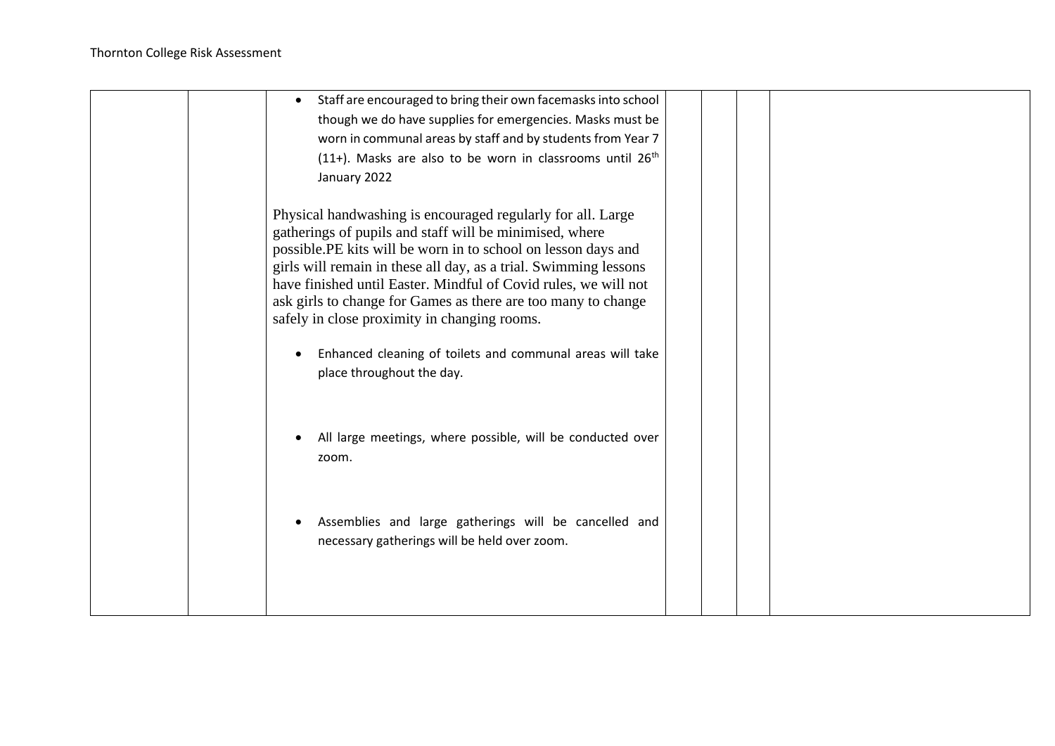| | | | | | | |
|---|---|---|---|---|---|---|
| | | • Staff are encouraged to bring their own facemasks into school though we do have supplies for emergencies. Masks must be worn in communal areas by staff and by students from Year 7 (11+). Masks are also to be worn in classrooms until 26th January 2022<br><br>Physical handwashing is encouraged regularly for all. Large gatherings of pupils and staff will be minimised, where possible.PE kits will be worn in to school on lesson days and girls will remain in these all day, as a trial. Swimming lessons have finished until Easter. Mindful of Covid rules, we will not ask girls to change for Games as there are too many to change safely in close proximity in changing rooms.<br><br>• Enhanced cleaning of toilets and communal areas will take place throughout the day.<br><br>• All large meetings, where possible, will be conducted over zoom.<br><br>• Assemblies and large gatherings will be cancelled and necessary gatherings will be held over zoom. | | | | |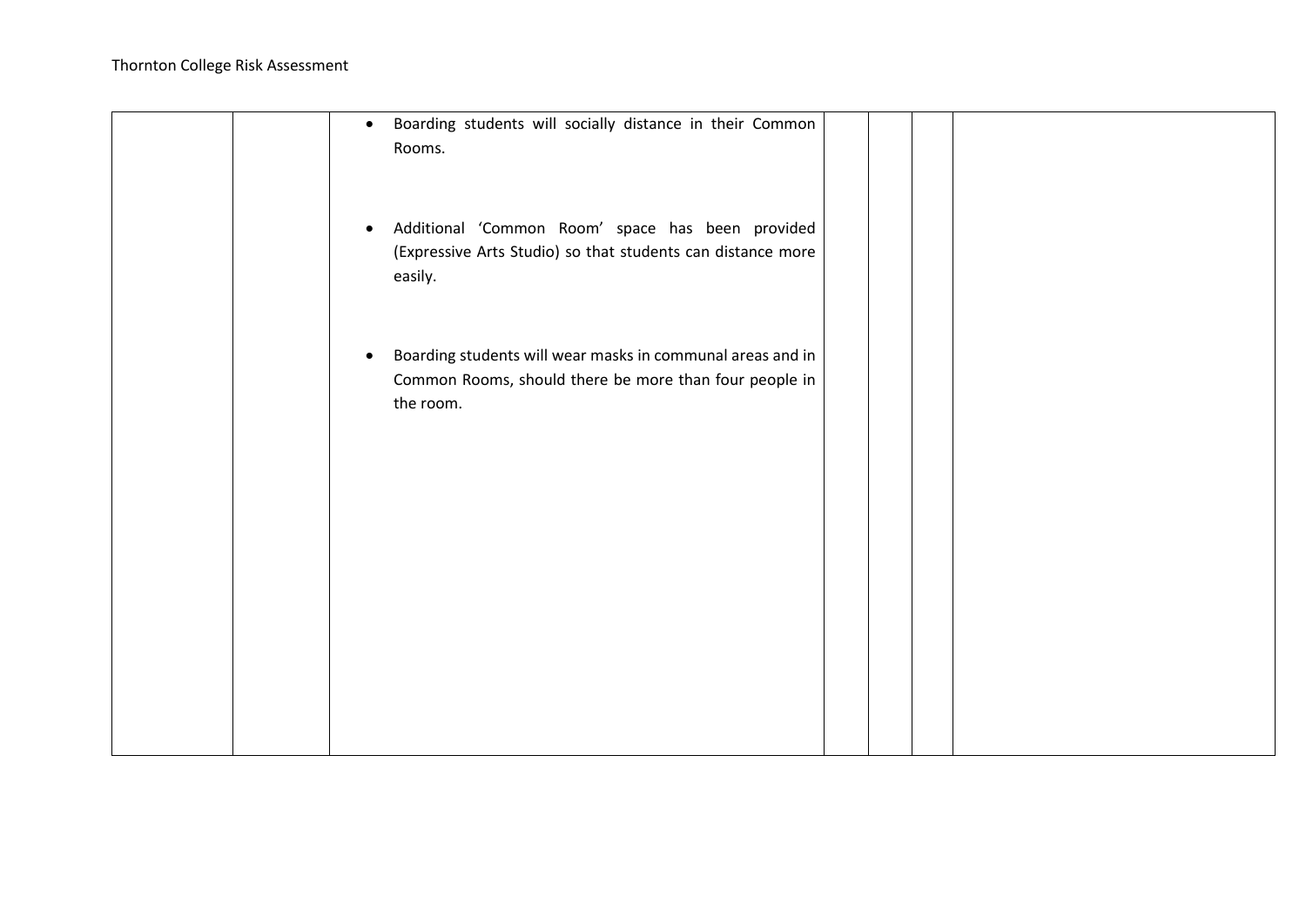| | | | | | | |
|---|---|---|---|---|---|---|
| | | • Boarding students will socially distance in their Common Rooms.<br><br>• Additional 'Common Room' space has been provided (Expressive Arts Studio) so that students can distance more easily.<br><br>• Boarding students will wear masks in communal areas and in Common Rooms, should there be more than four people in the room. | | | | |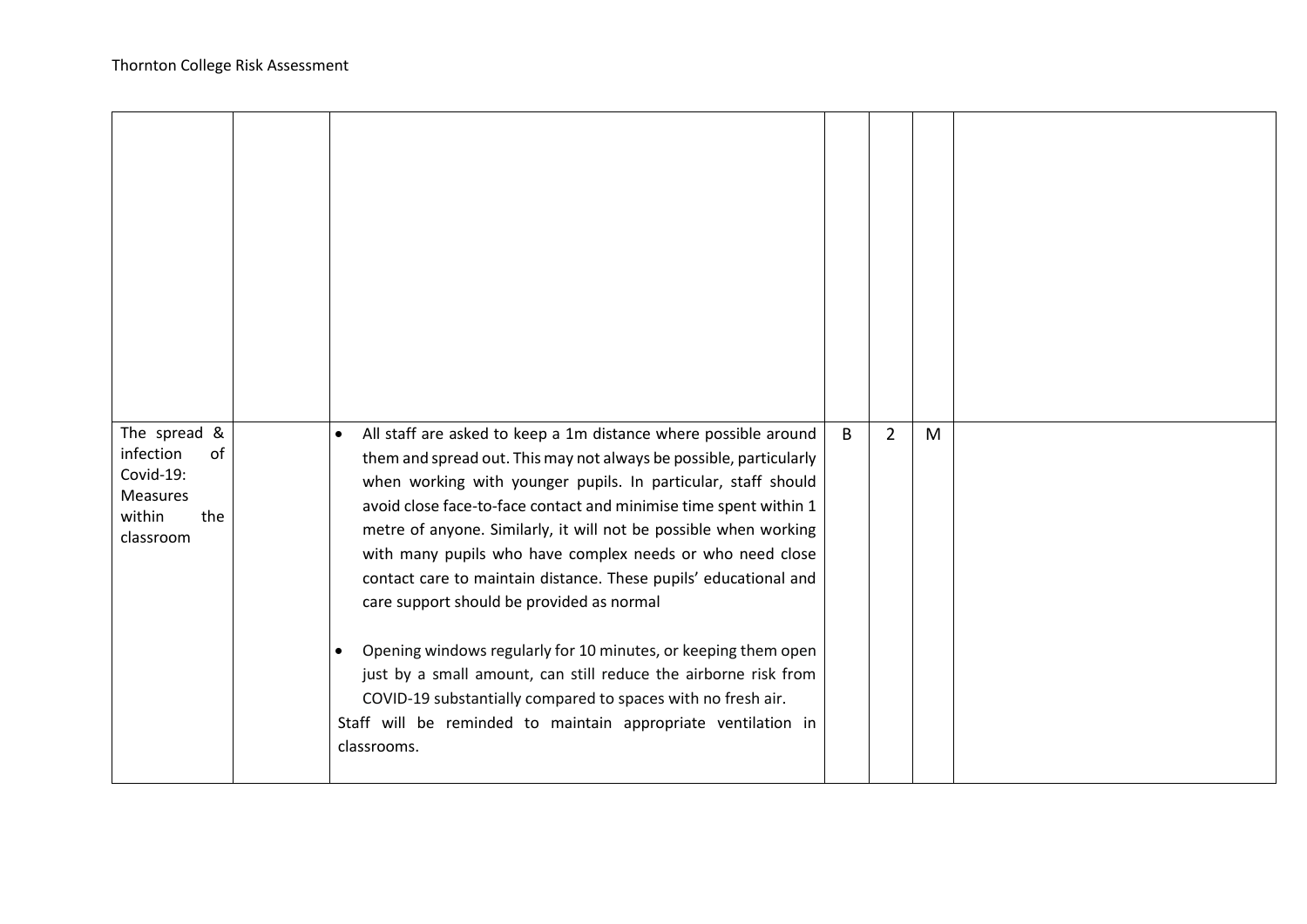|  |  |  |  |  |  |  |
|---|---|---|---|---|---|---|
|  |  |  |  |  |  |  |
| The spread & infection of Covid-19: Measures within the classroom |  | • All staff are asked to keep a 1m distance where possible around them and spread out. This may not always be possible, particularly when working with younger pupils. In particular, staff should avoid close face-to-face contact and minimise time spent within 1 metre of anyone. Similarly, it will not be possible when working with many pupils who have complex needs or who need close contact care to maintain distance. These pupils' educational and care support should be provided as normal<br><br>• Opening windows regularly for 10 minutes, or keeping them open just by a small amount, can still reduce the airborne risk from COVID-19 substantially compared to spaces with no fresh air.<br>Staff will be reminded to maintain appropriate ventilation in classrooms. | B | 2 | M |  |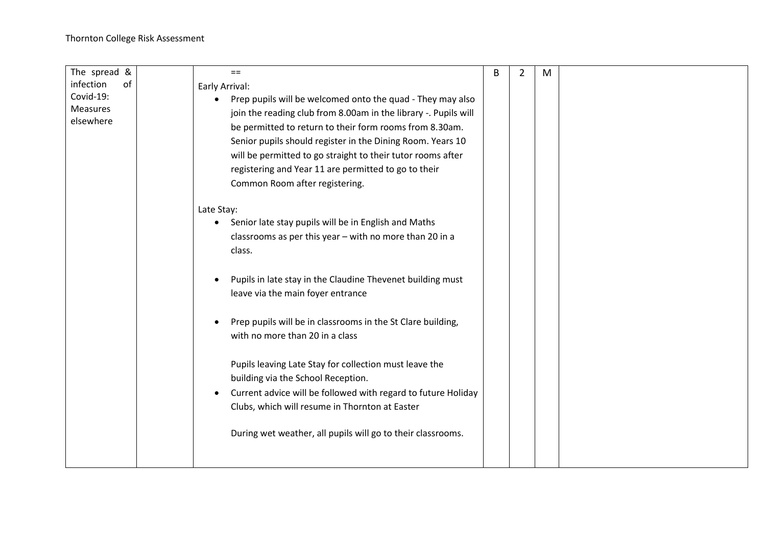| The spread & infection of Covid-19: Measures elsewhere | | == <br><br>Early Arrival:<br>• Prep pupils will be welcomed onto the quad - They may also join the reading club from 8.00am in the library -. Pupils will be permitted to return to their form rooms from 8.30am. Senior pupils should register in the Dining Room. Years 10 will be permitted to go straight to their tutor rooms after registering and Year 11 are permitted to go to their Common Room after registering.<br><br>Late Stay:<br>• Senior late stay pupils will be in English and Maths classrooms as per this year – with no more than 20 in a class.<br><br>• Pupils in late stay in the Claudine Thevenet building must leave via the main foyer entrance<br><br>• Prep pupils will be in classrooms in the St Clare building, with no more than 20 in a class<br><br>Pupils leaving Late Stay for collection must leave the building via the School Reception.<br>• Current advice will be followed with regard to future Holiday Clubs, which will resume in Thornton at Easter<br><br>During wet weather, all pupils will go to their classrooms. | B | 2 | M | |
|---|---|---|---|---|---|---|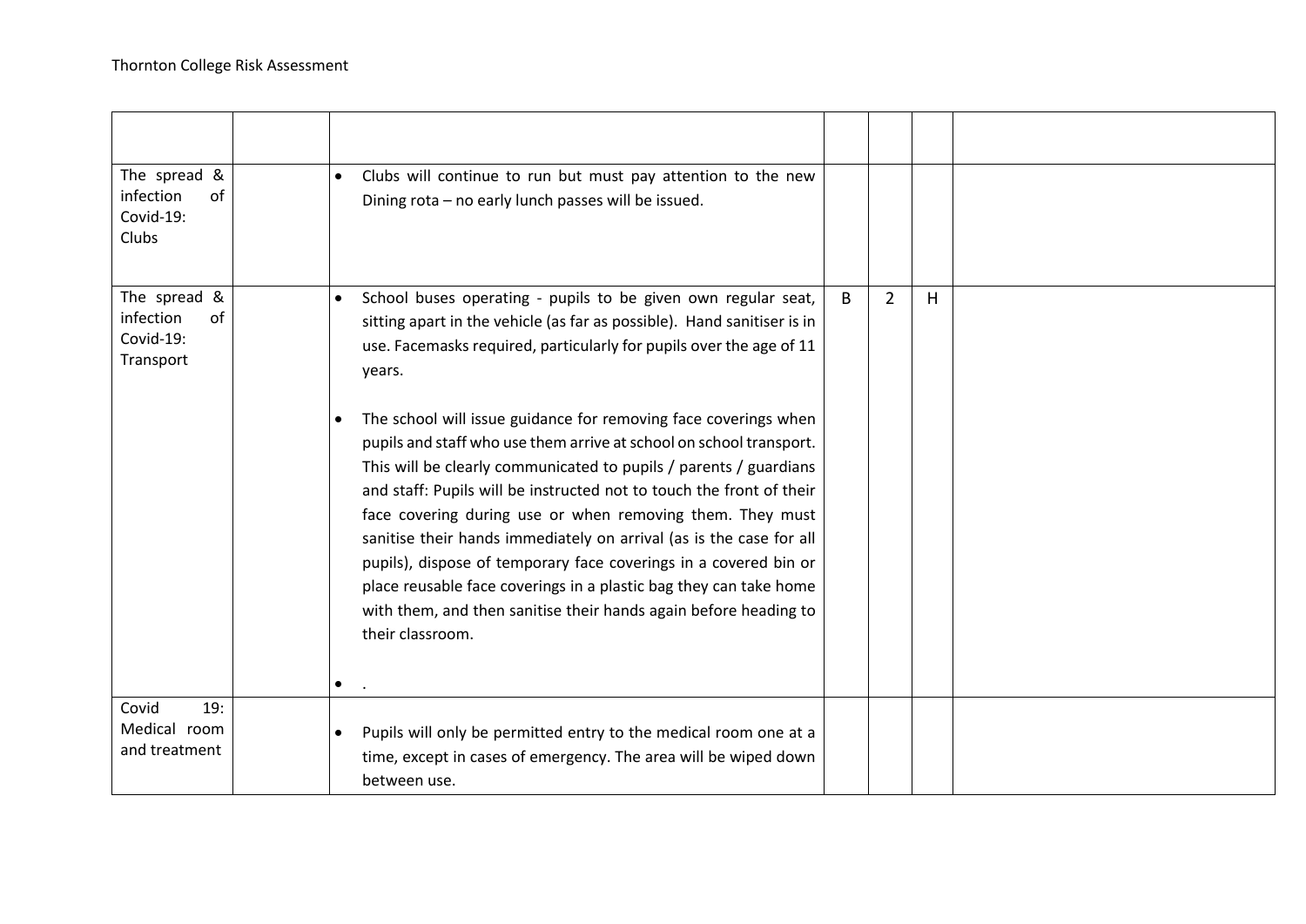| | | | | | | |
|---|---|---|---|---|---|---|
| The spread & infection of Covid-19: Clubs | | • Clubs will continue to run but must pay attention to the new Dining rota – no early lunch passes will be issued. | | | | |
| The spread & infection of Covid-19: Transport | | • School buses operating - pupils to be given own regular seat, sitting apart in the vehicle (as far as possible). Hand sanitiser is in use. Facemasks required, particularly for pupils over the age of 11 years.<br><br>• The school will issue guidance for removing face coverings when pupils and staff who use them arrive at school on school transport. This will be clearly communicated to pupils / parents / guardians and staff: Pupils will be instructed not to touch the front of their face covering during use or when removing them. They must sanitise their hands immediately on arrival (as is the case for all pupils), dispose of temporary face coverings in a covered bin or place reusable face coverings in a plastic bag they can take home with them, and then sanitise their hands again before heading to their classroom.<br><br>• . | B | 2 | H | |
| Covid 19: Medical room and treatment | | • Pupils will only be permitted entry to the medical room one at a time, except in cases of emergency. The area will be wiped down between use. | | | | |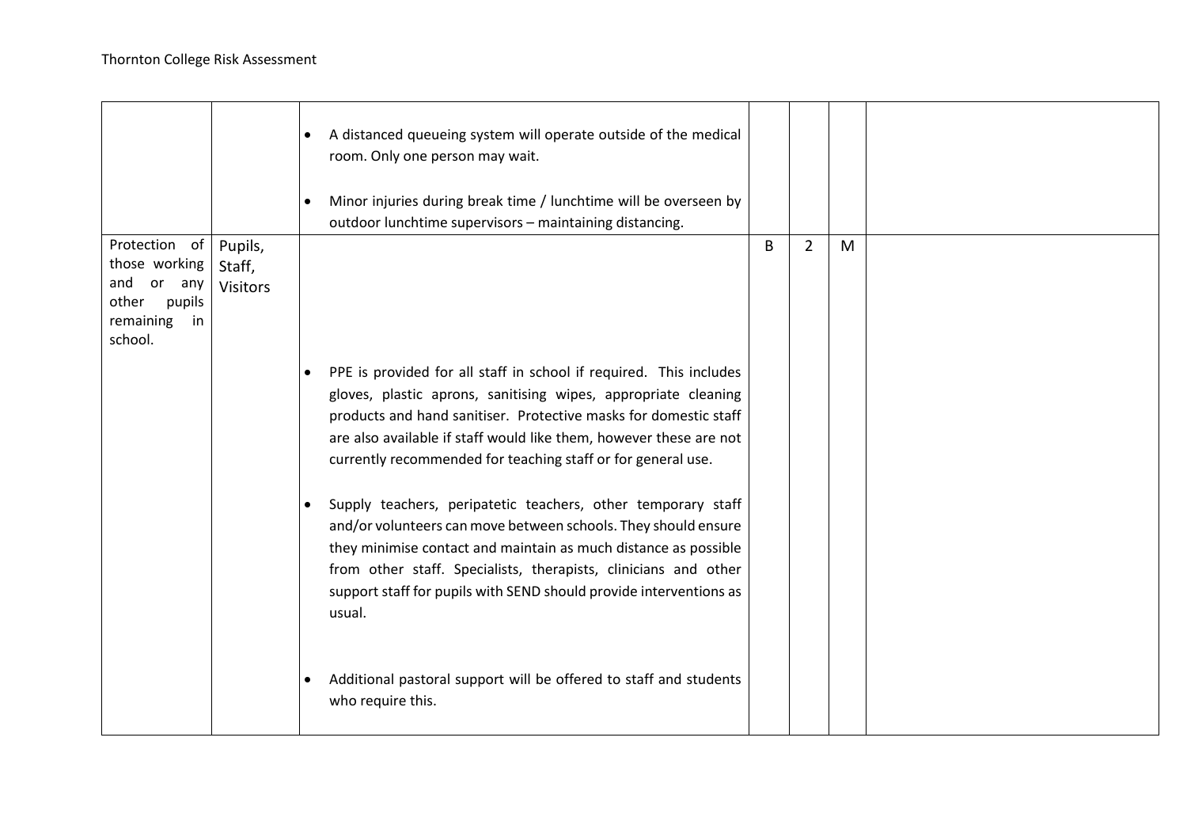| | | | | | | |
|---|---|---|---|---|---|---|
| | | • A distanced queueing system will operate outside of the medical room. Only one person may wait.<br><br>• Minor injuries during break time / lunchtime will be overseen by outdoor lunchtime supervisors – maintaining distancing. | | | | |
| Protection of those working and or any other pupils remaining in school. | Pupils, Staff, Visitors | • PPE is provided for all staff in school if required. This includes gloves, plastic aprons, sanitising wipes, appropriate cleaning products and hand sanitiser. Protective masks for domestic staff are also available if staff would like them, however these are not currently recommended for teaching staff or for general use.<br><br>• Supply teachers, peripatetic teachers, other temporary staff and/or volunteers can move between schools. They should ensure they minimise contact and maintain as much distance as possible from other staff. Specialists, therapists, clinicians and other support staff for pupils with SEND should provide interventions as usual.<br><br>• Additional pastoral support will be offered to staff and students who require this. | B | 2 | M | |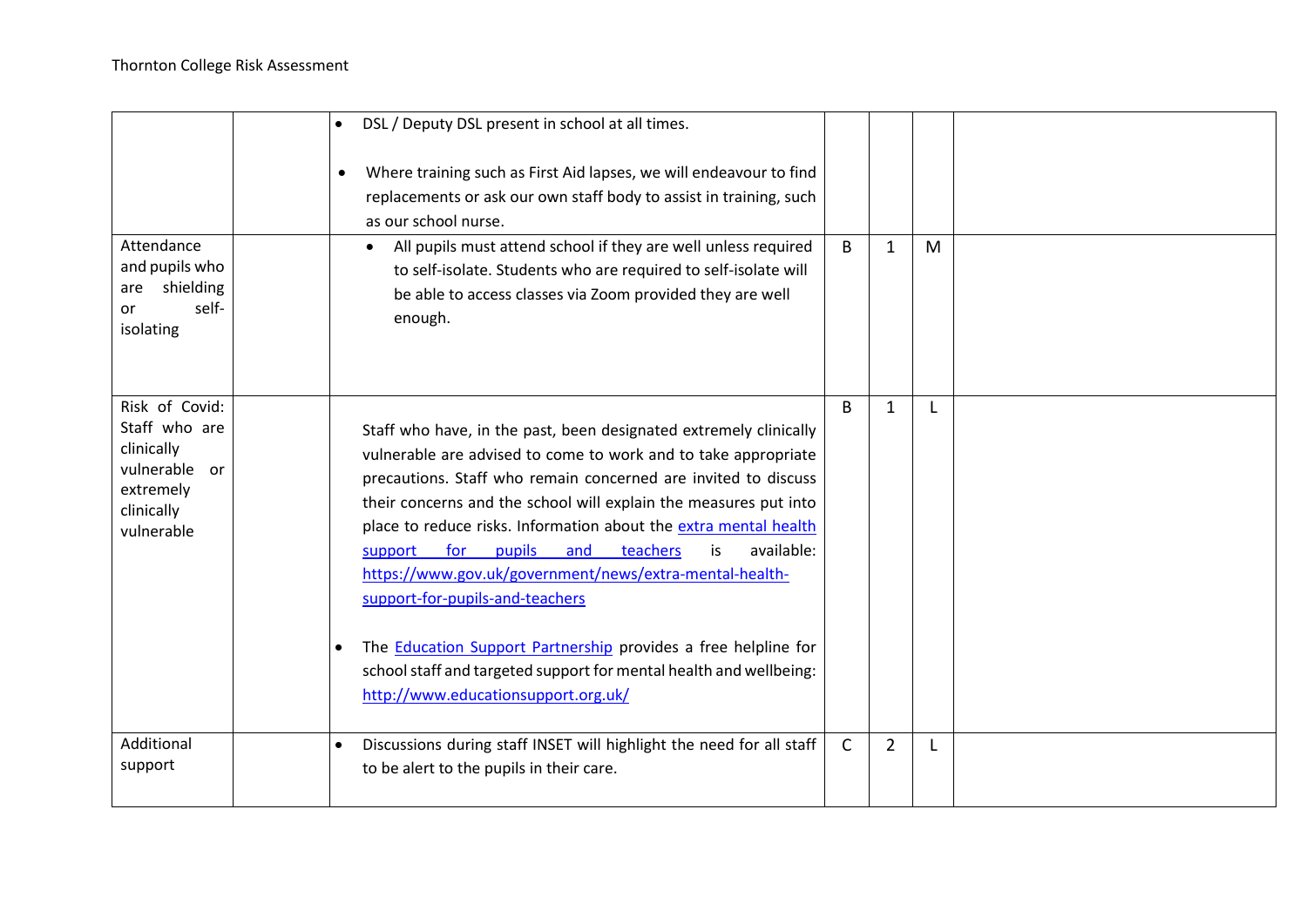| | | | | | | |
|---|---|---|---|---|---|---|
| | | • DSL / Deputy DSL present in school at all times.<br><br>• Where training such as First Aid lapses, we will endeavour to find replacements or ask our own staff body to assist in training, such as our school nurse. | | | | |
| Attendance and pupils who are shielding or self-isolating | | • All pupils must attend school if they are well unless required to self-isolate. Students who are required to self-isolate will be able to access classes via Zoom provided they are well enough. | B | 1 | M | |
| Risk of Covid: Staff who are clinically vulnerable or extremely clinically vulnerable | | Staff who have, in the past, been designated extremely clinically vulnerable are advised to come to work and to take appropriate precautions. Staff who remain concerned are invited to discuss their concerns and the school will explain the measures put into place to reduce risks. Information about the extra mental health support for pupils and teachers is available: https://www.gov.uk/government/news/extra-mental-health-support-for-pupils-and-teachers<br><br>• The Education Support Partnership provides a free helpline for school staff and targeted support for mental health and wellbeing: http://www.educationsupport.org.uk/ | B | 1 | L | |
| Additional support | | • Discussions during staff INSET will highlight the need for all staff to be alert to the pupils in their care. | C | 2 | L | |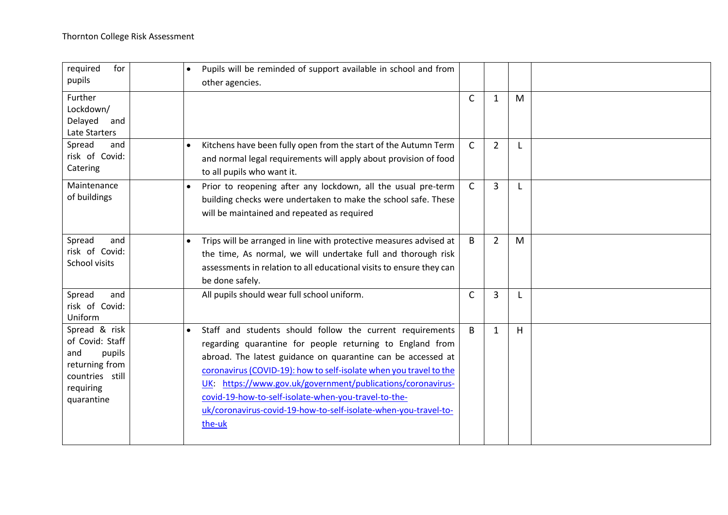| | | | | | | |
|---|---|---|---|---|---|---|
| required for pupils | | • Pupils will be reminded of support available in school and from other agencies. | | | | |
| Further Lockdown/ Delayed and Late Starters | | | C | 1 | M | |
| Spread and risk of Covid: Catering | | • Kitchens have been fully open from the start of the Autumn Term and normal legal requirements will apply about provision of food to all pupils who want it. | C | 2 | L | |
| Maintenance of buildings | | • Prior to reopening after any lockdown, all the usual pre-term building checks were undertaken to make the school safe. These will be maintained and repeated as required | C | 3 | L | |
| Spread and risk of Covid: School visits | | • Trips will be arranged in line with protective measures advised at the time, As normal, we will undertake full and thorough risk assessments in relation to all educational visits to ensure they can be done safely. | B | 2 | M | |
| Spread and risk of Covid: Uniform | | All pupils should wear full school uniform. | C | 3 | L | |
| Spread & risk of Covid: Staff and pupils returning from countries still requiring quarantine | | • Staff and students should follow the current requirements regarding quarantine for people returning to England from abroad. The latest guidance on quarantine can be accessed at [coronavirus (COVID-19): how to self-isolate when you travel to the UK](https://www.gov.uk/government/publications/coronavirus-covid-19-how-to-self-isolate-when-you-travel-to-the-uk/coronavirus-covid-19-how-to-self-isolate-when-you-travel-to-the-uk): https://www.gov.uk/government/publications/coronavirus-covid-19-how-to-self-isolate-when-you-travel-to-the-uk/coronavirus-covid-19-how-to-self-isolate-when-you-travel-to-the-uk | B | 1 | H | |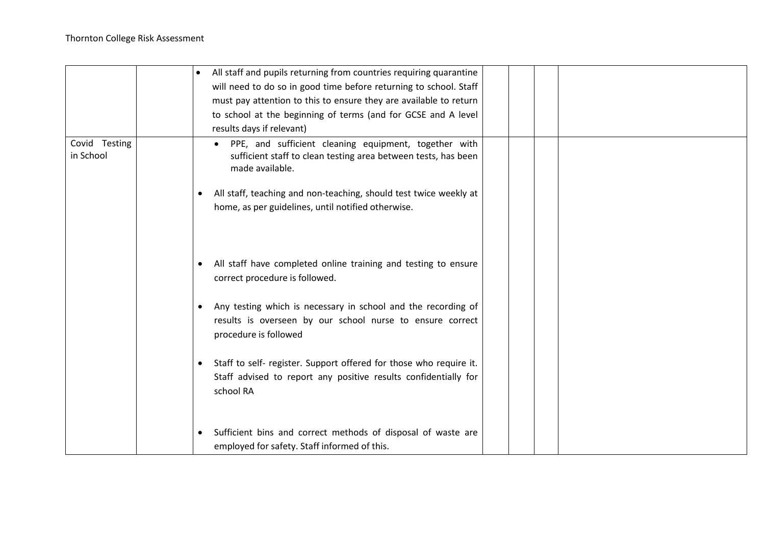| | | | | | |
|---|---|---|---|---|---|
| | | • All staff and pupils returning from countries requiring quarantine will need to do so in good time before returning to school. Staff must pay attention to this to ensure they are available to return to school at the beginning of terms (and for GCSE and A level results days if relevant) | | | |
| Covid Testing in School | | • PPE, and sufficient cleaning equipment, together with sufficient staff to clean testing area between tests, has been made available.<br><br>• All staff, teaching and non-teaching, should test twice weekly at home, as per guidelines, until notified otherwise.<br><br>• All staff have completed online training and testing to ensure correct procedure is followed.<br><br>• Any testing which is necessary in school and the recording of results is overseen by our school nurse to ensure correct procedure is followed<br><br>• Staff to self- register. Support offered for those who require it. Staff advised to report any positive results confidentially for school RA<br><br>• Sufficient bins and correct methods of disposal of waste are employed for safety. Staff informed of this. | | | |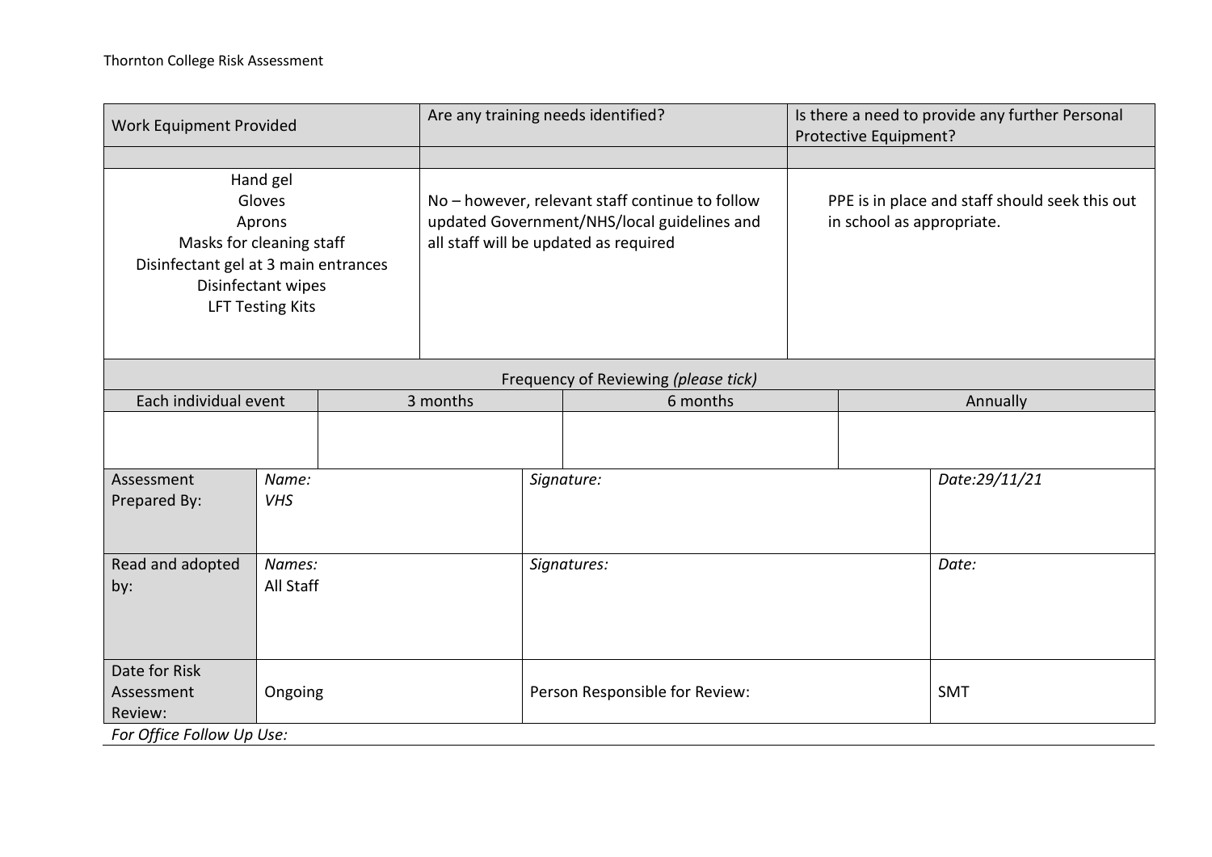| Work Equipment Provided | Are any training needs identified? | Is there a need to provide any further Personal Protective Equipment? |
|---|---|---|
| | | |
| Hand gel<br>Gloves<br>Aprons<br>Masks for cleaning staff<br>Disinfectant gel at 3 main entrances<br>Disinfectant wipes<br>LFT Testing Kits | No – however, relevant staff continue to follow updated Government/NHS/local guidelines and all staff will be updated as required | PPE is in place and staff should seek this out in school as appropriate. |

| Frequency of Reviewing *(please tick)* | | | |
|---|---|---|---|
| Each individual event | 3 months | 6 months | Annually |
| | | | |

| | | | |
|---|---|---|---|
| Assessment Prepared By: | *Name:*<br>*VHS* | *Signature:* | *Date:29/11/21* |
| Read and adopted by: | *Names:*<br>All Staff | *Signatures:* | *Date:* |
| Date for Risk Assessment Review: | Ongoing | Person Responsible for Review: | SMT |

*For Office Follow Up Use:*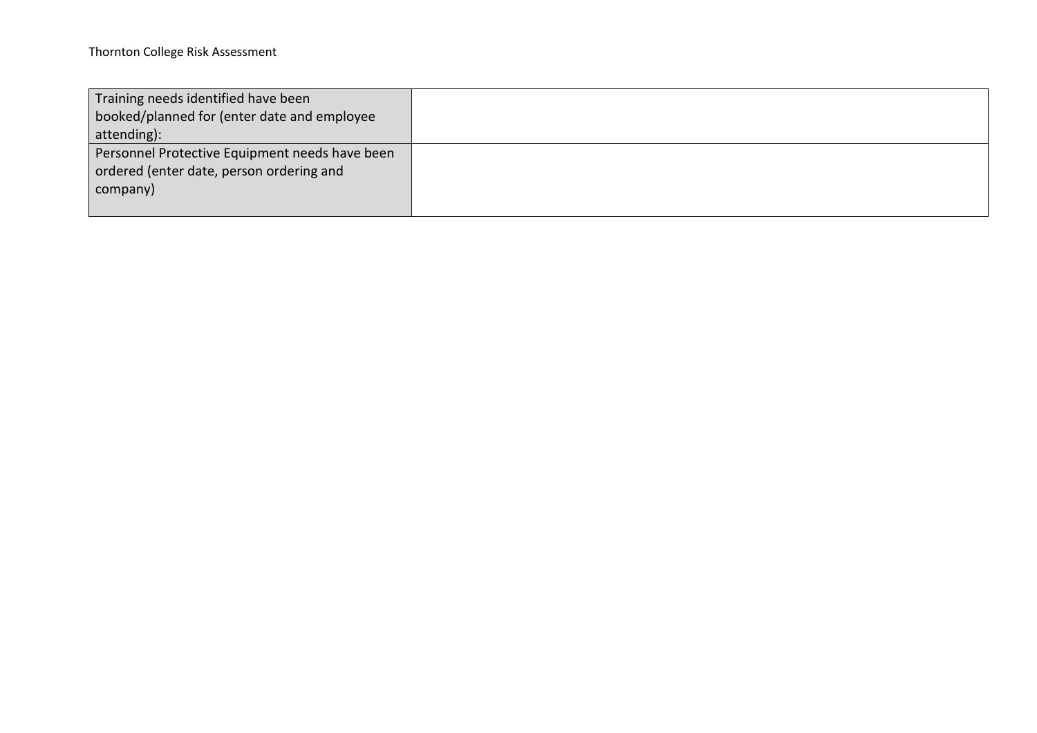| | |
|---|---|
| Training needs identified have been booked/planned for (enter date and employee attending): | |
| Personnel Protective Equipment needs have been ordered (enter date, person ordering and company) | |